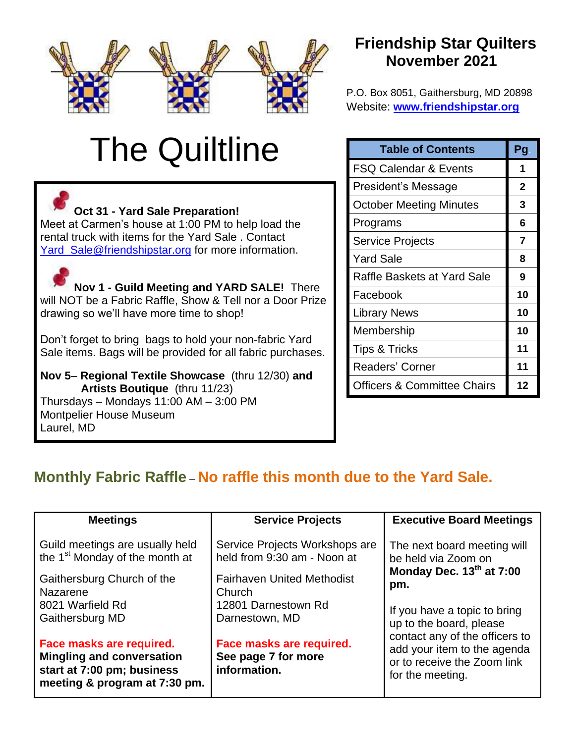# Friendship Star Quilters
## November 2021

P.O. Box 8051, Gaithersburg, MD 20898
Website: **www.friendshipstar.org**

# The Quiltline

**Oct 31 - Yard Sale Preparation!**
Meet at Carmen's house at 1:00 PM to help load the rental truck with items for the Yard Sale . Contact Yard_Sale@friendshipstar.org for more information.

**Nov 1 - Guild Meeting and YARD SALE!** There will NOT be a Fabric Raffle, Show & Tell nor a Door Prize drawing so we'll have more time to shop!

Don't forget to bring bags to hold your non-fabric Yard Sale items. Bags will be provided for all fabric purchases.

**Nov 5– Regional Textile Showcase** (thru 12/30) **and Artists Boutique** (thru 11/23)
Thursdays – Mondays 11:00 AM – 3:00 PM
Montpelier House Museum
Laurel, MD

| Table of Contents | Pg. |
|---|---|
| FSQ Calendar & Events | 1 |
| President's Message | 2 |
| October Meeting Minutes | 3 |
| Programs | 6 |
| Service Projects | 7 |
| Yard Sale | 8 |
| Raffle Baskets at Yard Sale | 9 |
| Facebook | 10 |
| Library News | 10 |
| Membership | 10 |
| Tips & Tricks | 11 |
| Readers' Corner | 11 |
| Officers & Committee Chairs | 12 |

## Monthly Fabric Raffle – No raffle this month due to the Yard Sale.

| Meetings | Service Projects | Executive Board Meetings |
|---|---|---|
| Guild meetings are usually held the 1st Monday of the month at<br><br>Gaithersburg Church of the Nazarene<br>8021 Warfield Rd<br>Gaithersburg MD<br><br>**Face masks are required.**<br>**Mingling and conversation start at 7:00 pm; business meeting & program at 7:30 pm.** | Service Projects Workshops are held from 9:30 am - Noon at<br><br>Fairhaven United Methodist Church<br>12801 Darnestown Rd<br>Darnestown, MD<br><br>**Face masks are required.**<br>**See page 7 for more information.** | The next board meeting will be held via Zoom on **Monday Dec. 13th at 7:00 pm.**<br><br>If you have a topic to bring up to the board, please contact any of the officers to add your item to the agenda or to receive the Zoom link for the meeting. |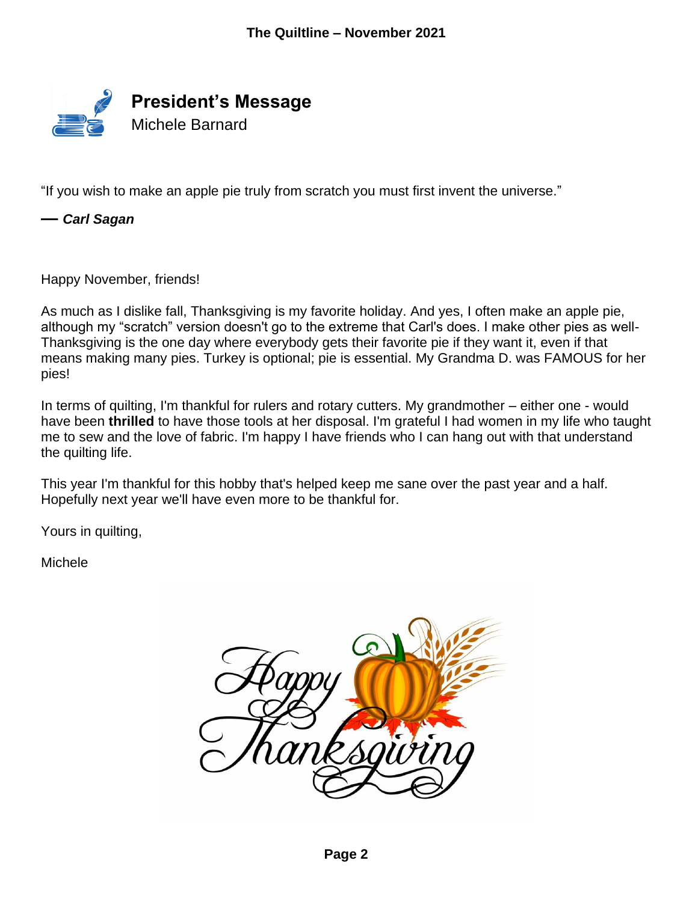# President's Message

Michele Barnard

"If you wish to make an apple pie truly from scratch you must first invent the universe."

**— *Carl Sagan***

Happy November, friends!

As much as I dislike fall, Thanksgiving is my favorite holiday. And yes, I often make an apple pie, although my "scratch" version doesn't go to the extreme that Carl's does. I make other pies as well- Thanksgiving is the one day where everybody gets their favorite pie if they want it, even if that means making many pies. Turkey is optional; pie is essential. My Grandma D. was FAMOUS for her pies!

In terms of quilting, I'm thankful for rulers and rotary cutters. My grandmother – either one - would have been **thrilled** to have those tools at her disposal. I'm grateful I had women in my life who taught me to sew and the love of fabric. I'm happy I have friends who I can hang out with that understand the quilting life.

This year I'm thankful for this hobby that's helped keep me sane over the past year and a half. Hopefully next year we'll have even more to be thankful for.

Yours in quilting,

Michele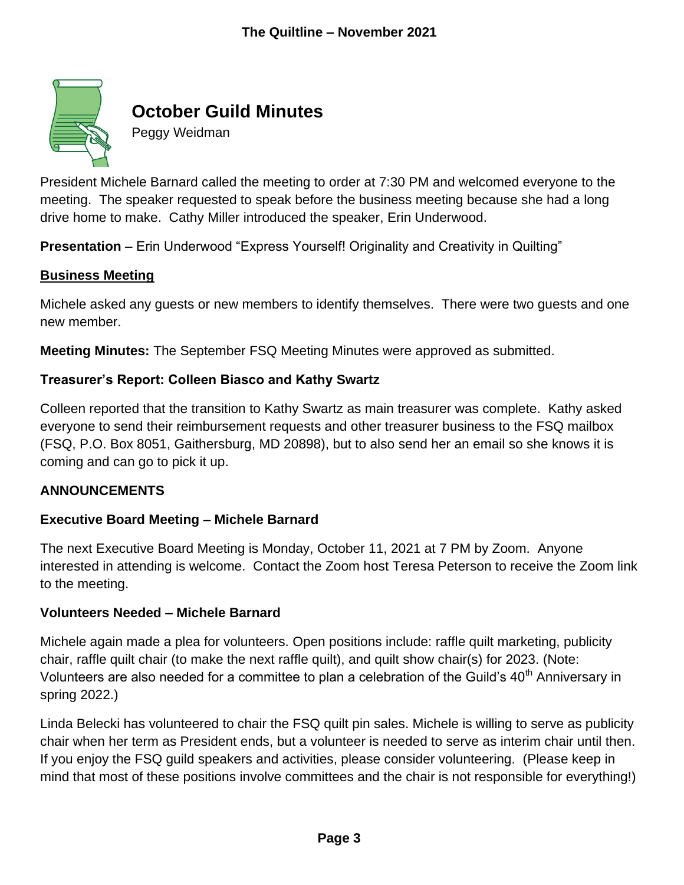# October Guild Minutes

Peggy Weidman

President Michele Barnard called the meeting to order at 7:30 PM and welcomed everyone to the meeting. The speaker requested to speak before the business meeting because she had a long drive home to make. Cathy Miller introduced the speaker, Erin Underwood.

**Presentation** – Erin Underwood "Express Yourself! Originality and Creativity in Quilting"

## Business Meeting

Michele asked any guests or new members to identify themselves. There were two guests and one new member.

**Meeting Minutes:** The September FSQ Meeting Minutes were approved as submitted.

### Treasurer's Report: Colleen Biasco and Kathy Swartz

Colleen reported that the transition to Kathy Swartz as main treasurer was complete. Kathy asked everyone to send their reimbursement requests and other treasurer business to the FSQ mailbox (FSQ, P.O. Box 8051, Gaithersburg, MD 20898), but to also send her an email so she knows it is coming and can go to pick it up.

## ANNOUNCEMENTS

### Executive Board Meeting – Michele Barnard

The next Executive Board Meeting is Monday, October 11, 2021 at 7 PM by Zoom. Anyone interested in attending is welcome. Contact the Zoom host Teresa Peterson to receive the Zoom link to the meeting.

### Volunteers Needed – Michele Barnard

Michele again made a plea for volunteers. Open positions include: raffle quilt marketing, publicity chair, raffle quilt chair (to make the next raffle quilt), and quilt show chair(s) for 2023. (Note: Volunteers are also needed for a committee to plan a celebration of the Guild's 40th Anniversary in spring 2022.)

Linda Belecki has volunteered to chair the FSQ quilt pin sales. Michele is willing to serve as publicity chair when her term as President ends, but a volunteer is needed to serve as interim chair until then. If you enjoy the FSQ guild speakers and activities, please consider volunteering. (Please keep in mind that most of these positions involve committees and the chair is not responsible for everything!)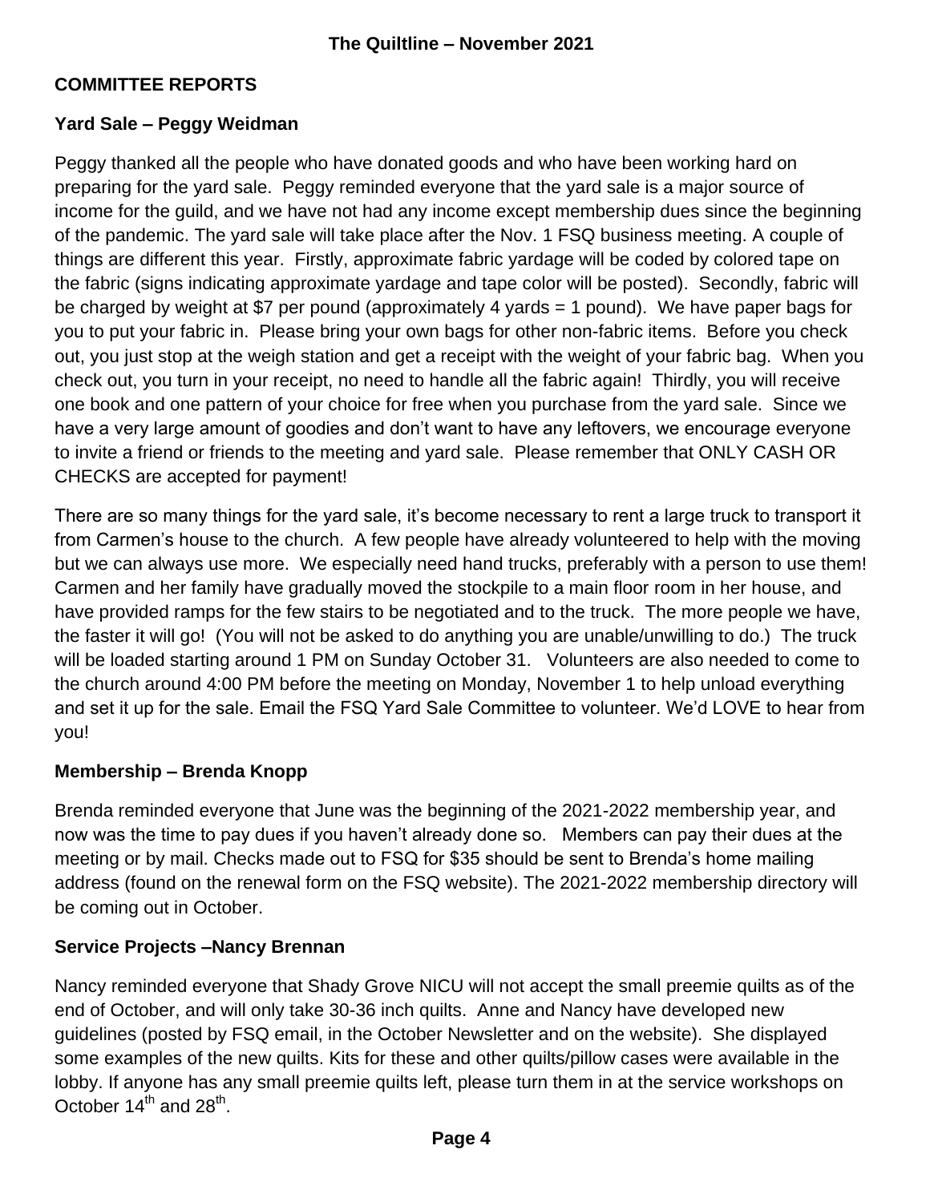## COMMITTEE REPORTS

### Yard Sale – Peggy Weidman

Peggy thanked all the people who have donated goods and who have been working hard on preparing for the yard sale. Peggy reminded everyone that the yard sale is a major source of income for the guild, and we have not had any income except membership dues since the beginning of the pandemic. The yard sale will take place after the Nov. 1 FSQ business meeting. A couple of things are different this year. Firstly, approximate fabric yardage will be coded by colored tape on the fabric (signs indicating approximate yardage and tape color will be posted). Secondly, fabric will be charged by weight at $7 per pound (approximately 4 yards = 1 pound). We have paper bags for you to put your fabric in. Please bring your own bags for other non-fabric items. Before you check out, you just stop at the weigh station and get a receipt with the weight of your fabric bag. When you check out, you turn in your receipt, no need to handle all the fabric again! Thirdly, you will receive one book and one pattern of your choice for free when you purchase from the yard sale. Since we have a very large amount of goodies and don't want to have any leftovers, we encourage everyone to invite a friend or friends to the meeting and yard sale. Please remember that ONLY CASH OR CHECKS are accepted for payment!

There are so many things for the yard sale, it's become necessary to rent a large truck to transport it from Carmen's house to the church. A few people have already volunteered to help with the moving but we can always use more. We especially need hand trucks, preferably with a person to use them! Carmen and her family have gradually moved the stockpile to a main floor room in her house, and have provided ramps for the few stairs to be negotiated and to the truck. The more people we have, the faster it will go! (You will not be asked to do anything you are unable/unwilling to do.) The truck will be loaded starting around 1 PM on Sunday October 31. Volunteers are also needed to come to the church around 4:00 PM before the meeting on Monday, November 1 to help unload everything and set it up for the sale. Email the FSQ Yard Sale Committee to volunteer. We'd LOVE to hear from you!

### Membership – Brenda Knopp

Brenda reminded everyone that June was the beginning of the 2021-2022 membership year, and now was the time to pay dues if you haven't already done so. Members can pay their dues at the meeting or by mail. Checks made out to FSQ for $35 should be sent to Brenda's home mailing address (found on the renewal form on the FSQ website). The 2021-2022 membership directory will be coming out in October.

### Service Projects –Nancy Brennan

Nancy reminded everyone that Shady Grove NICU will not accept the small preemie quilts as of the end of October, and will only take 30-36 inch quilts. Anne and Nancy have developed new guidelines (posted by FSQ email, in the October Newsletter and on the website). She displayed some examples of the new quilts. Kits for these and other quilts/pillow cases were available in the lobby. If anyone has any small preemie quilts left, please turn them in at the service workshops on October 14th and 28th.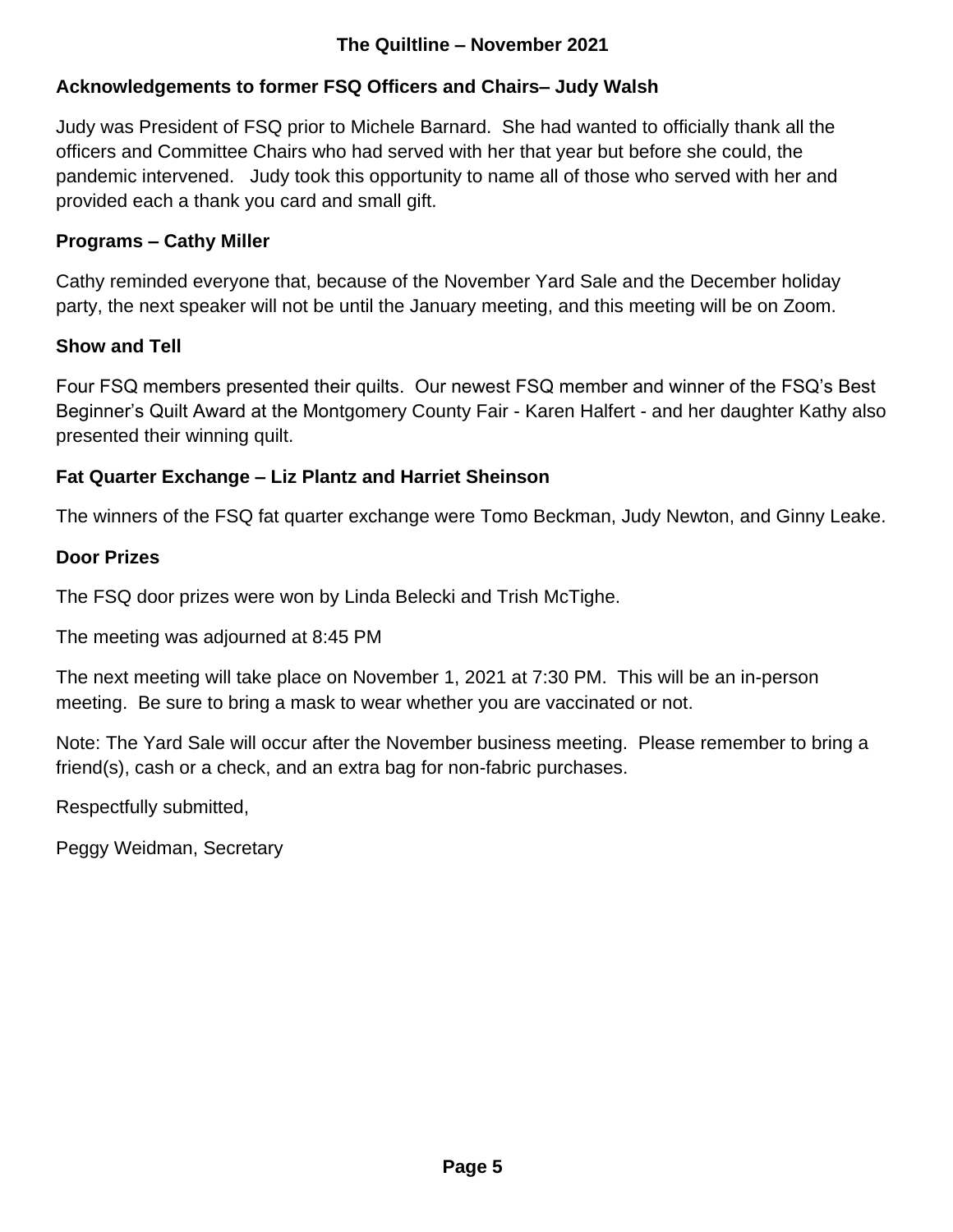### Acknowledgements to former FSQ Officers and Chairs– Judy Walsh

Judy was President of FSQ prior to Michele Barnard. She had wanted to officially thank all the officers and Committee Chairs who had served with her that year but before she could, the pandemic intervened. Judy took this opportunity to name all of those who served with her and provided each a thank you card and small gift.

### Programs – Cathy Miller

Cathy reminded everyone that, because of the November Yard Sale and the December holiday party, the next speaker will not be until the January meeting, and this meeting will be on Zoom.

### Show and Tell

Four FSQ members presented their quilts. Our newest FSQ member and winner of the FSQ's Best Beginner's Quilt Award at the Montgomery County Fair - Karen Halfert - and her daughter Kathy also presented their winning quilt.

### Fat Quarter Exchange – Liz Plantz and Harriet Sheinson

The winners of the FSQ fat quarter exchange were Tomo Beckman, Judy Newton, and Ginny Leake.

### Door Prizes

The FSQ door prizes were won by Linda Belecki and Trish McTighe.

The meeting was adjourned at 8:45 PM

The next meeting will take place on November 1, 2021 at 7:30 PM. This will be an in-person meeting. Be sure to bring a mask to wear whether you are vaccinated or not.

Note: The Yard Sale will occur after the November business meeting. Please remember to bring a friend(s), cash or a check, and an extra bag for non-fabric purchases.

Respectfully submitted,

Peggy Weidman, Secretary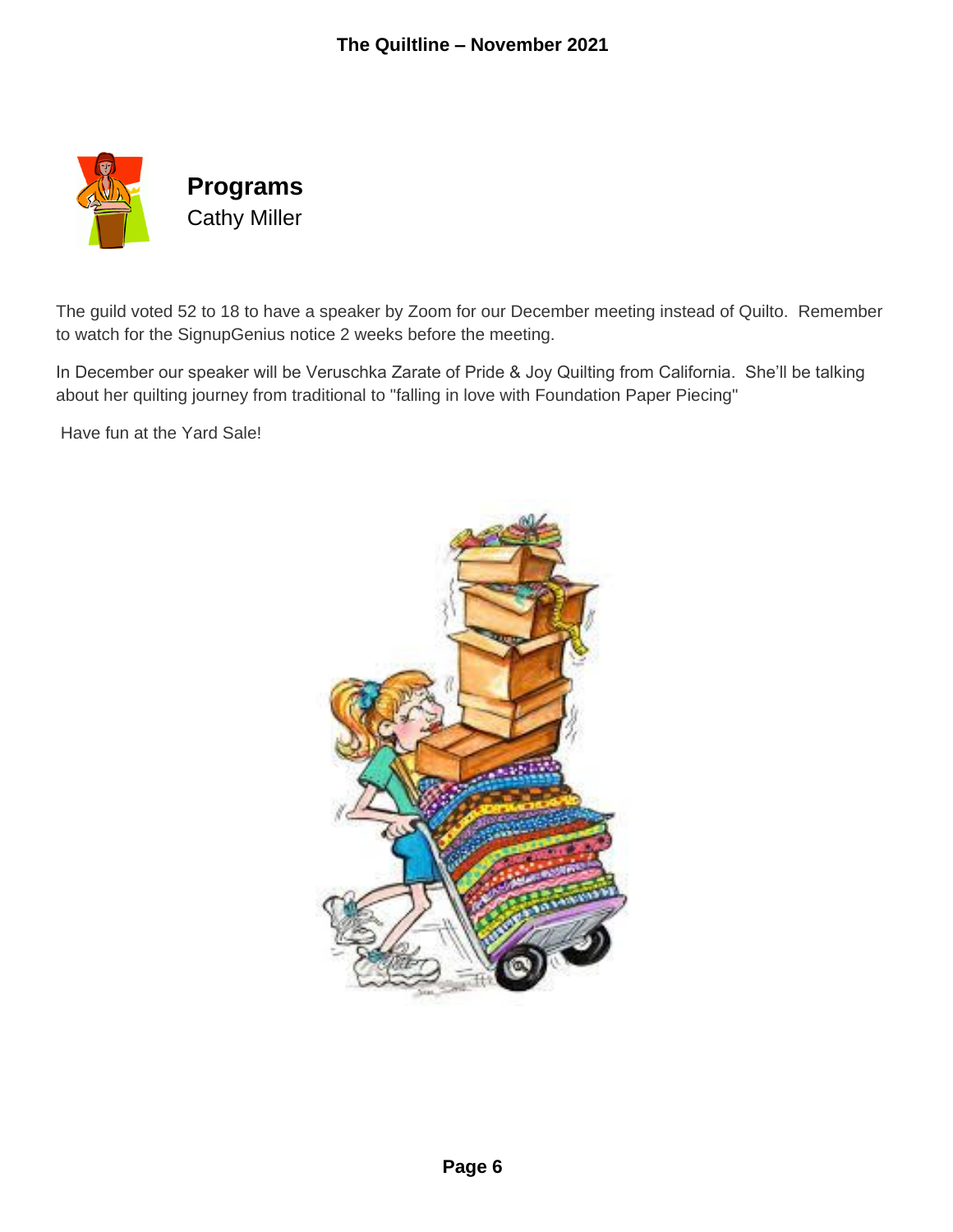## Programs

Cathy Miller

The guild voted 52 to 18 to have a speaker by Zoom for our December meeting instead of Quilto. Remember to watch for the SignupGenius notice 2 weeks before the meeting.

In December our speaker will be Veruschka Zarate of Pride & Joy Quilting from California. She'll be talking about her quilting journey from traditional to "falling in love with Foundation Paper Piecing"

Have fun at the Yard Sale!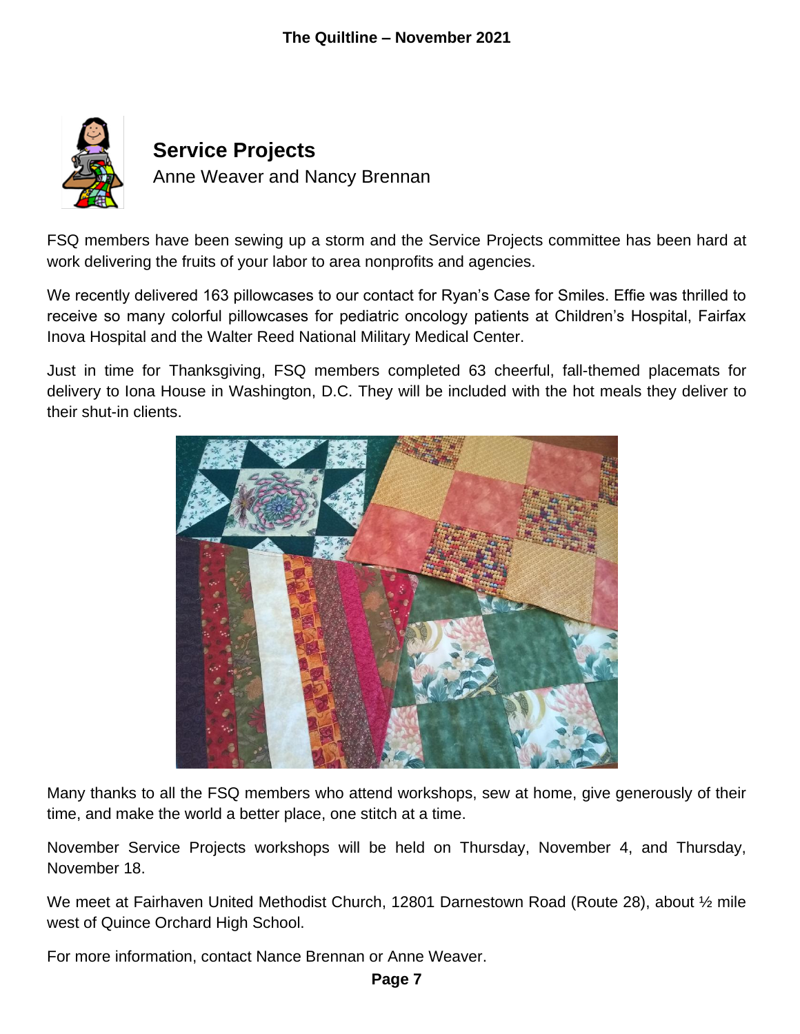## Service Projects

Anne Weaver and Nancy Brennan

FSQ members have been sewing up a storm and the Service Projects committee has been hard at work delivering the fruits of your labor to area nonprofits and agencies.

We recently delivered 163 pillowcases to our contact for Ryan's Case for Smiles. Effie was thrilled to receive so many colorful pillowcases for pediatric oncology patients at Children's Hospital, Fairfax Inova Hospital and the Walter Reed National Military Medical Center.

Just in time for Thanksgiving, FSQ members completed 63 cheerful, fall-themed placemats for delivery to Iona House in Washington, D.C. They will be included with the hot meals they deliver to their shut-in clients.

Many thanks to all the FSQ members who attend workshops, sew at home, give generously of their time, and make the world a better place, one stitch at a time.

November Service Projects workshops will be held on Thursday, November 4, and Thursday, November 18.

We meet at Fairhaven United Methodist Church, 12801 Darnestown Road (Route 28), about ½ mile west of Quince Orchard High School.

For more information, contact Nance Brennan or Anne Weaver.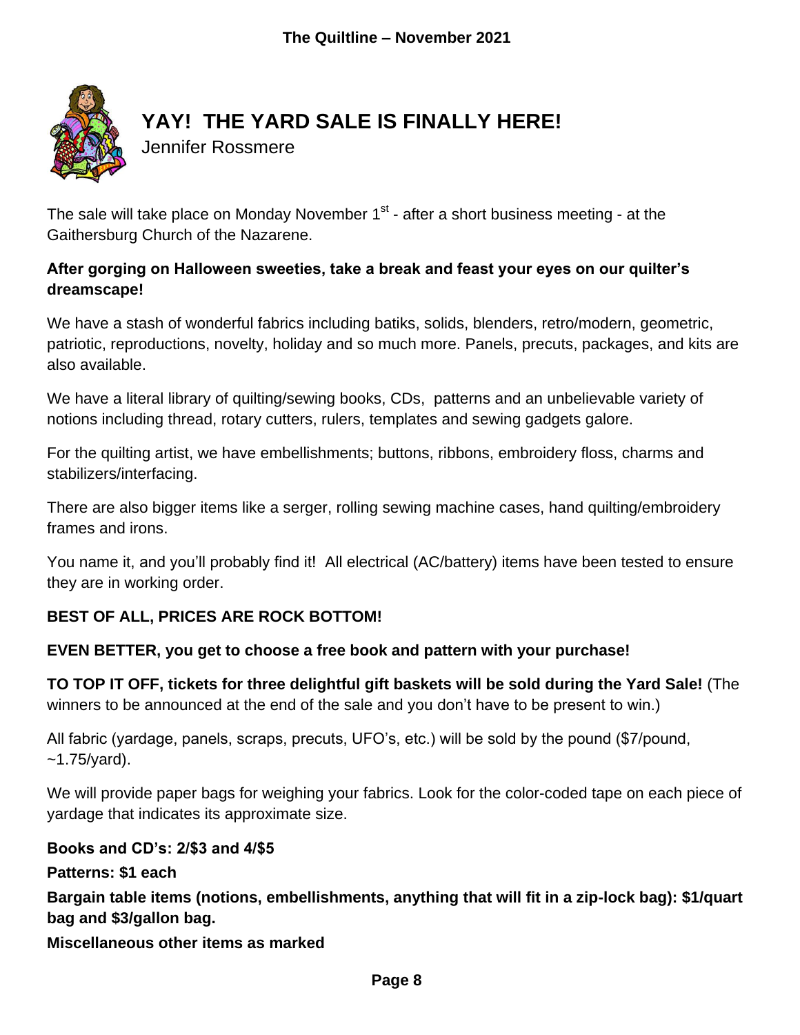# YAY! THE YARD SALE IS FINALLY HERE!

Jennifer Rossmere

The sale will take place on Monday November 1st - after a short business meeting - at the Gaithersburg Church of the Nazarene.

**After gorging on Halloween sweeties, take a break and feast your eyes on our quilter's dreamscape!**

We have a stash of wonderful fabrics including batiks, solids, blenders, retro/modern, geometric, patriotic, reproductions, novelty, holiday and so much more. Panels, precuts, packages, and kits are also available.

We have a literal library of quilting/sewing books, CDs, patterns and an unbelievable variety of notions including thread, rotary cutters, rulers, templates and sewing gadgets galore.

For the quilting artist, we have embellishments; buttons, ribbons, embroidery floss, charms and stabilizers/interfacing.

There are also bigger items like a serger, rolling sewing machine cases, hand quilting/embroidery frames and irons.

You name it, and you'll probably find it! All electrical (AC/battery) items have been tested to ensure they are in working order.

**BEST OF ALL, PRICES ARE ROCK BOTTOM!**

**EVEN BETTER, you get to choose a free book and pattern with your purchase!**

**TO TOP IT OFF, tickets for three delightful gift baskets will be sold during the Yard Sale!** (The winners to be announced at the end of the sale and you don't have to be present to win.)

All fabric (yardage, panels, scraps, precuts, UFO's, etc.) will be sold by the pound ($7/pound, ~1.75/yard).

We will provide paper bags for weighing your fabrics. Look for the color-coded tape on each piece of yardage that indicates its approximate size.

**Books and CD's: 2/$3 and 4/$5**

**Patterns: $1 each**

**Bargain table items (notions, embellishments, anything that will fit in a zip-lock bag): $1/quart bag and $3/gallon bag.**

**Miscellaneous other items as marked**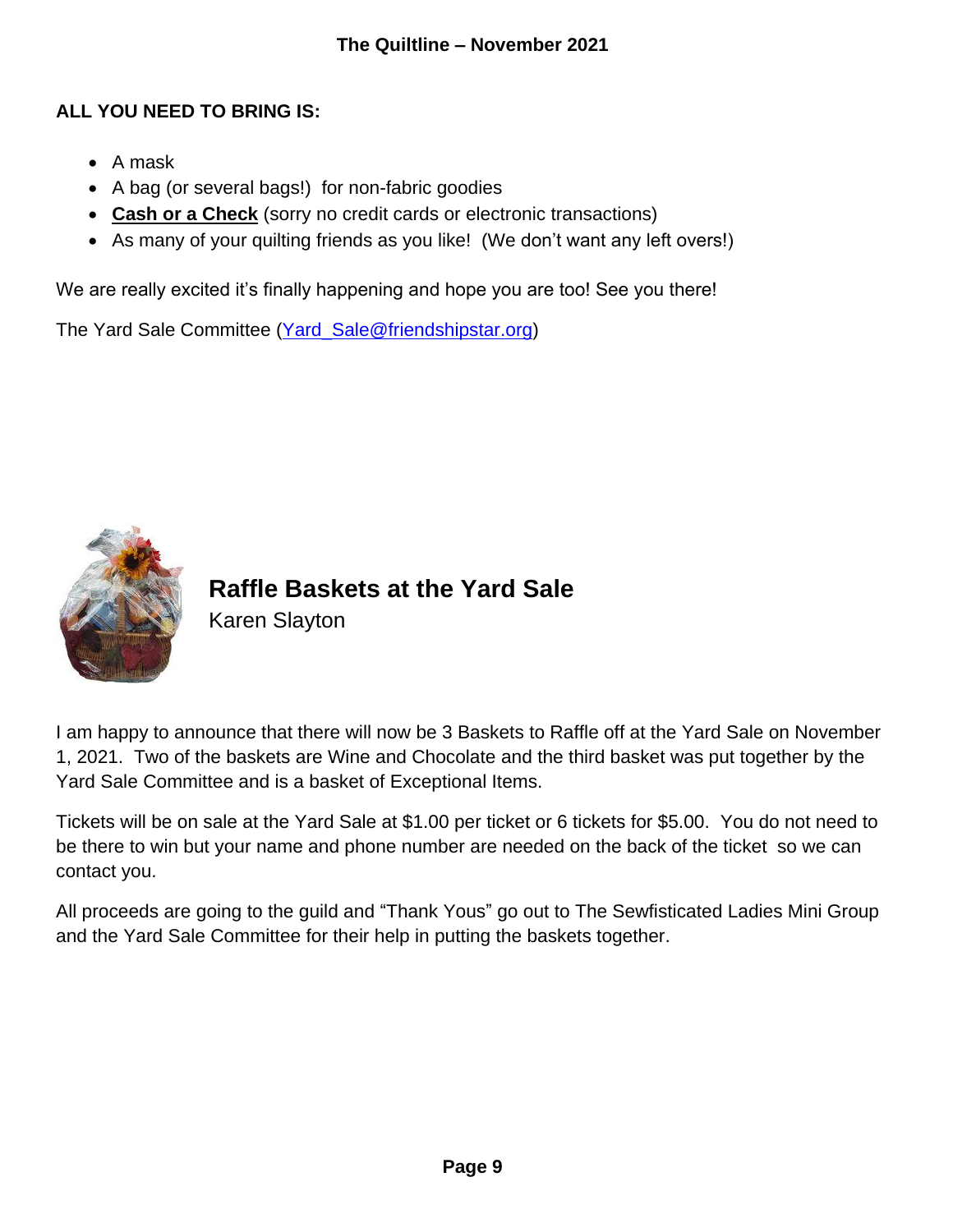**ALL YOU NEED TO BRING IS:**

- A mask
- A bag (or several bags!) for non-fabric goodies
- **Cash or a Check** (sorry no credit cards or electronic transactions)
- As many of your quilting friends as you like! (We don't want any left overs!)

We are really excited it's finally happening and hope you are too! See you there!

The Yard Sale Committee (Yard_Sale@friendshipstar.org)

## Raffle Baskets at the Yard Sale

Karen Slayton

I am happy to announce that there will now be 3 Baskets to Raffle off at the Yard Sale on November 1, 2021. Two of the baskets are Wine and Chocolate and the third basket was put together by the Yard Sale Committee and is a basket of Exceptional Items.

Tickets will be on sale at the Yard Sale at $1.00 per ticket or 6 tickets for $5.00. You do not need to be there to win but your name and phone number are needed on the back of the ticket so we can contact you.

All proceeds are going to the guild and "Thank Yous" go out to The Sewfisticated Ladies Mini Group and the Yard Sale Committee for their help in putting the baskets together.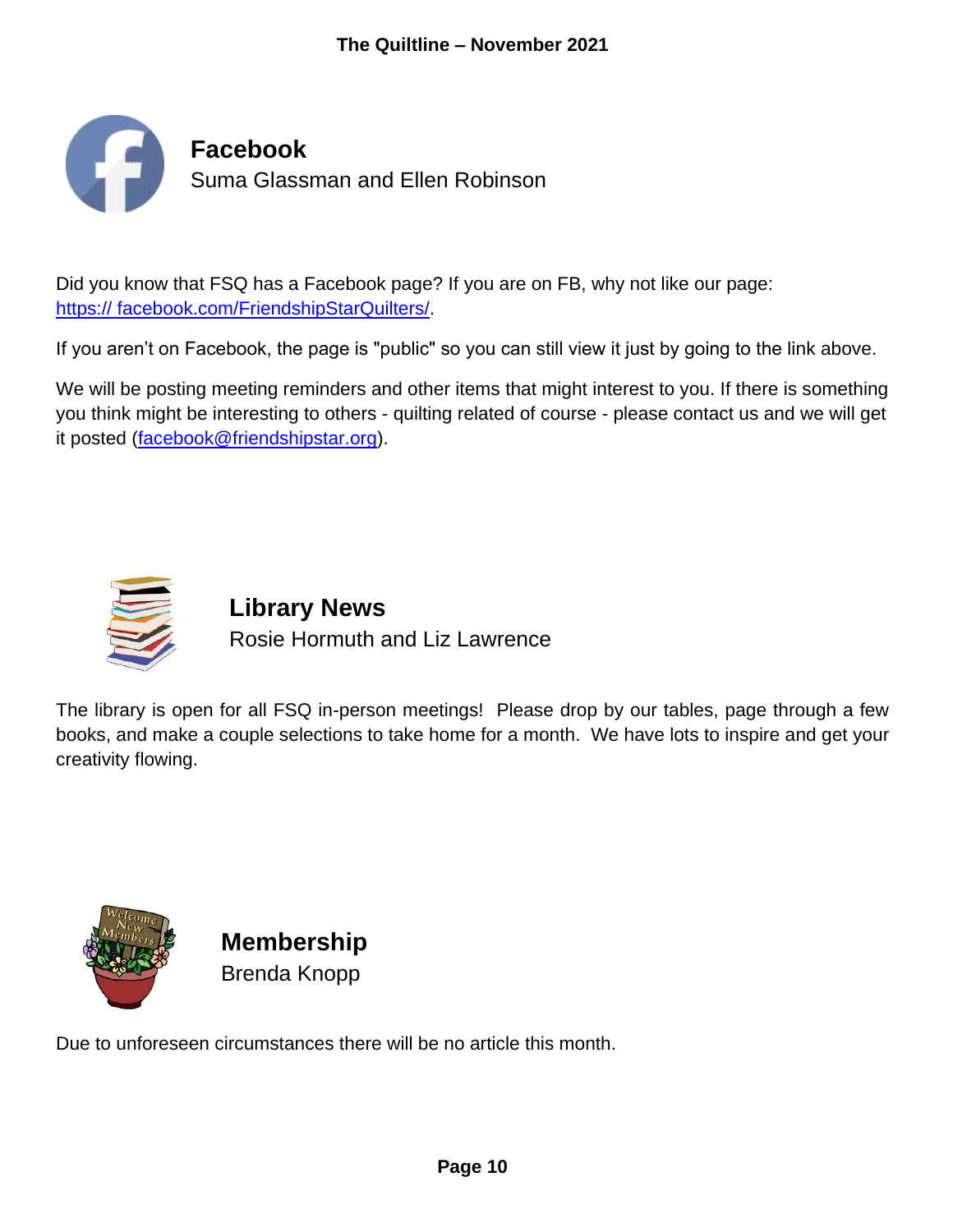## Facebook

Suma Glassman and Ellen Robinson

Did you know that FSQ has a Facebook page? If you are on FB, why not like our page: https:// facebook.com/FriendshipStarQuilters/.

If you aren't on Facebook, the page is "public" so you can still view it just by going to the link above.

We will be posting meeting reminders and other items that might interest to you. If there is something you think might be interesting to others - quilting related of course - please contact us and we will get it posted (facebook@friendshipstar.org).

## Library News

Rosie Hormuth and Liz Lawrence

The library is open for all FSQ in-person meetings! Please drop by our tables, page through a few books, and make a couple selections to take home for a month. We have lots to inspire and get your creativity flowing.

## Membership

Brenda Knopp

Due to unforeseen circumstances there will be no article this month.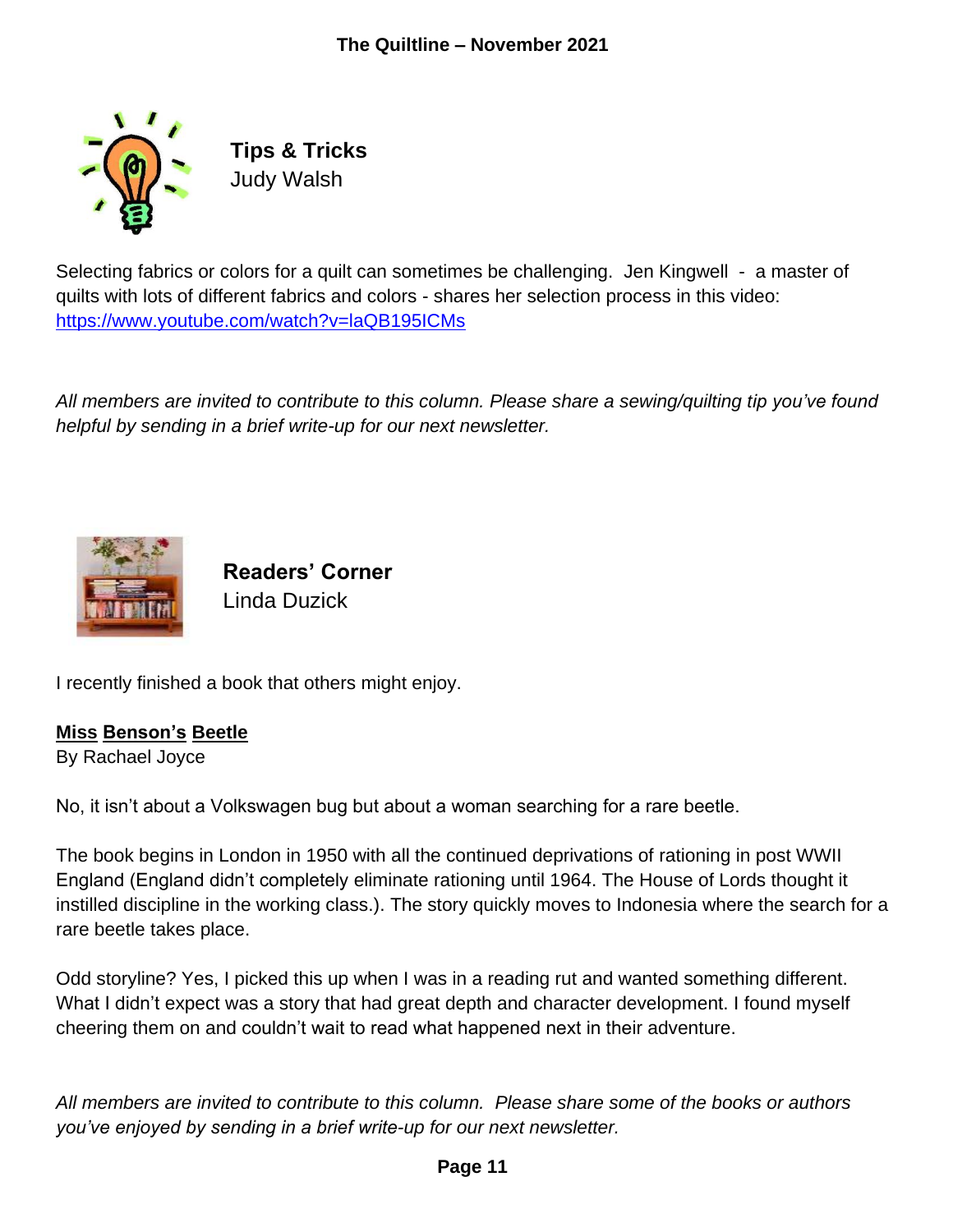## Tips & Tricks

Judy Walsh

Selecting fabrics or colors for a quilt can sometimes be challenging. Jen Kingwell - a master of quilts with lots of different fabrics and colors - shares her selection process in this video: https://www.youtube.com/watch?v=laQB195ICMs

*All members are invited to contribute to this column. Please share a sewing/quilting tip you've found helpful by sending in a brief write-up for our next newsletter.*

## Readers' Corner

Linda Duzick

I recently finished a book that others might enjoy.

**Miss Benson's Beetle**

By Rachael Joyce

No, it isn't about a Volkswagen bug but about a woman searching for a rare beetle.

The book begins in London in 1950 with all the continued deprivations of rationing in post WWII England (England didn't completely eliminate rationing until 1964. The House of Lords thought it instilled discipline in the working class.). The story quickly moves to Indonesia where the search for a rare beetle takes place.

Odd storyline? Yes, I picked this up when I was in a reading rut and wanted something different. What I didn't expect was a story that had great depth and character development. I found myself cheering them on and couldn't wait to read what happened next in their adventure.

*All members are invited to contribute to this column. Please share some of the books or authors you've enjoyed by sending in a brief write-up for our next newsletter.*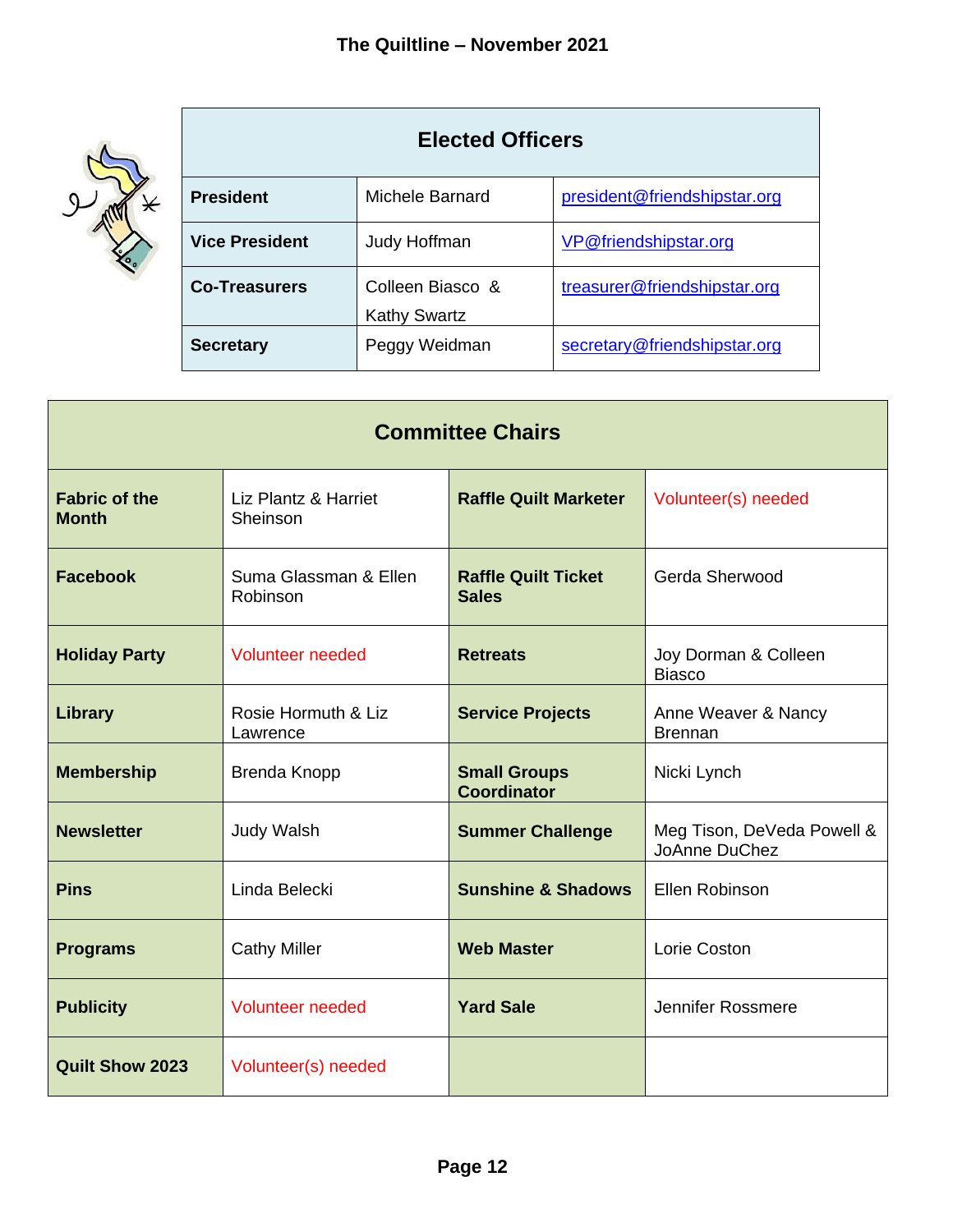## Elected Officers

| | | |
|---|---|---|
| **President** | Michele Barnard | president@friendshipstar.org |
| **Vice President** | Judy Hoffman | VP@friendshipstar.org |
| **Co-Treasurers** | Colleen Biasco & Kathy Swartz | treasurer@friendshipstar.org |
| **Secretary** | Peggy Weidman | secretary@friendshipstar.org |

## Committee Chairs

| | | | |
|---|---|---|---|
| **Fabric of the Month** | Liz Plantz & Harriet Sheinson | **Raffle Quilt Marketer** | Volunteer(s) needed |
| **Facebook** | Suma Glassman & Ellen Robinson | **Raffle Quilt Ticket Sales** | Gerda Sherwood |
| **Holiday Party** | Volunteer needed | **Retreats** | Joy Dorman & Colleen Biasco |
| **Library** | Rosie Hormuth & Liz Lawrence | **Service Projects** | Anne Weaver & Nancy Brennan |
| **Membership** | Brenda Knopp | **Small Groups Coordinator** | Nicki Lynch |
| **Newsletter** | Judy Walsh | **Summer Challenge** | Meg Tison, DeVeda Powell & JoAnne DuChez |
| **Pins** | Linda Belecki | **Sunshine & Shadows** | Ellen Robinson |
| **Programs** | Cathy Miller | **Web Master** | Lorie Coston |
| **Publicity** | Volunteer needed | **Yard Sale** | Jennifer Rossmere |
| **Quilt Show 2023** | Volunteer(s) needed | | |